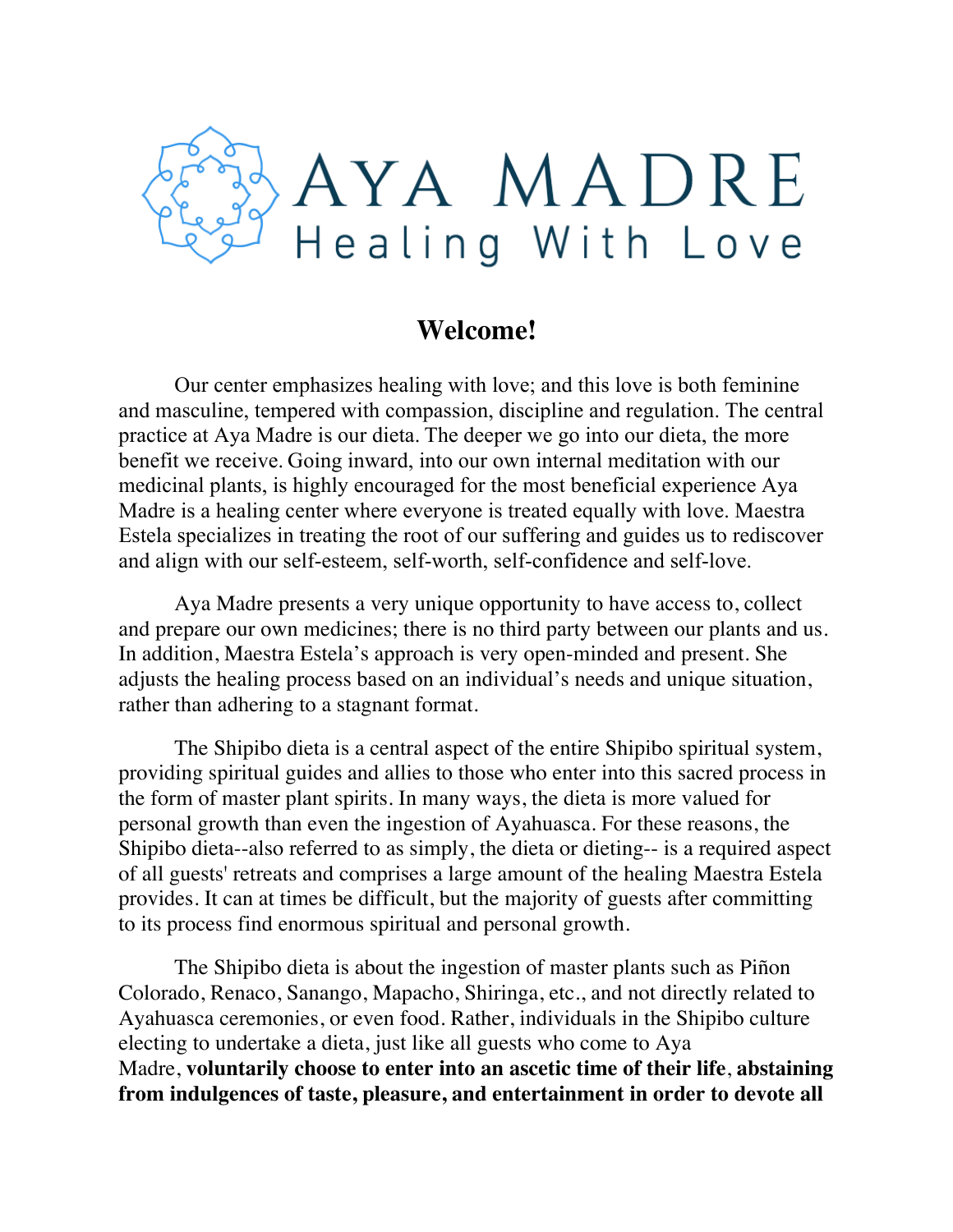# AYA MADRE
## Healing With Love

## Welcome!

Our center emphasizes healing with love; and this love is both feminine and masculine, tempered with compassion, discipline and regulation. The central practice at Aya Madre is our dieta. The deeper we go into our dieta, the more benefit we receive. Going inward, into our own internal meditation with our medicinal plants, is highly encouraged for the most beneficial experience Aya Madre is a healing center where everyone is treated equally with love. Maestra Estela specializes in treating the root of our suffering and guides us to rediscover and align with our self-esteem, self-worth, self-confidence and self-love.

Aya Madre presents a very unique opportunity to have access to, collect and prepare our own medicines; there is no third party between our plants and us. In addition, Maestra Estela's approach is very open-minded and present. She adjusts the healing process based on an individual's needs and unique situation, rather than adhering to a stagnant format.

The Shipibo dieta is a central aspect of the entire Shipibo spiritual system, providing spiritual guides and allies to those who enter into this sacred process in the form of master plant spirits. In many ways, the dieta is more valued for personal growth than even the ingestion of Ayahuasca. For these reasons, the Shipibo dieta--also referred to as simply, the dieta or dieting-- is a required aspect of all guests' retreats and comprises a large amount of the healing Maestra Estela provides. It can at times be difficult, but the majority of guests after committing to its process find enormous spiritual and personal growth.

The Shipibo dieta is about the ingestion of master plants such as Piñon Colorado, Renaco, Sanango, Mapacho, Shiringa, etc., and not directly related to Ayahuasca ceremonies, or even food. Rather, individuals in the Shipibo culture electing to undertake a dieta, just like all guests who come to Aya Madre, **voluntarily choose to enter into an ascetic time of their life**, **abstaining from indulgences of taste, pleasure, and entertainment in order to devote all**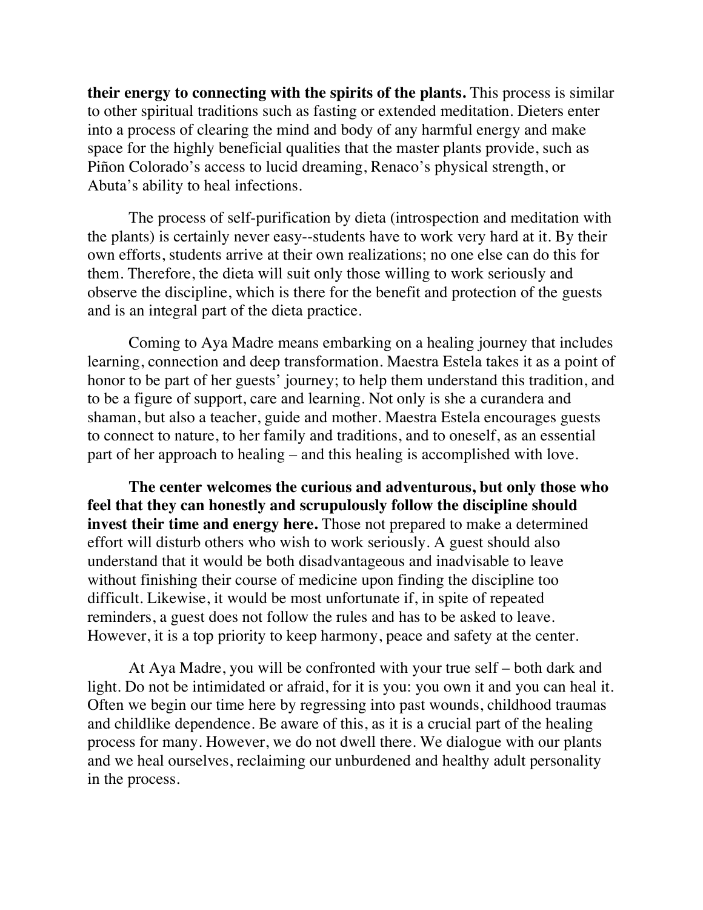**their energy to connecting with the spirits of the plants.** This process is similar to other spiritual traditions such as fasting or extended meditation. Dieters enter into a process of clearing the mind and body of any harmful energy and make space for the highly beneficial qualities that the master plants provide, such as Piñon Colorado's access to lucid dreaming, Renaco's physical strength, or Abuta's ability to heal infections.

The process of self-purification by dieta (introspection and meditation with the plants) is certainly never easy--students have to work very hard at it. By their own efforts, students arrive at their own realizations; no one else can do this for them. Therefore, the dieta will suit only those willing to work seriously and observe the discipline, which is there for the benefit and protection of the guests and is an integral part of the dieta practice.

Coming to Aya Madre means embarking on a healing journey that includes learning, connection and deep transformation. Maestra Estela takes it as a point of honor to be part of her guests' journey; to help them understand this tradition, and to be a figure of support, care and learning. Not only is she a curandera and shaman, but also a teacher, guide and mother. Maestra Estela encourages guests to connect to nature, to her family and traditions, and to oneself, as an essential part of her approach to healing – and this healing is accomplished with love.

**The center welcomes the curious and adventurous, but only those who feel that they can honestly and scrupulously follow the discipline should invest their time and energy here.** Those not prepared to make a determined effort will disturb others who wish to work seriously. A guest should also understand that it would be both disadvantageous and inadvisable to leave without finishing their course of medicine upon finding the discipline too difficult. Likewise, it would be most unfortunate if, in spite of repeated reminders, a guest does not follow the rules and has to be asked to leave. However, it is a top priority to keep harmony, peace and safety at the center.

At Aya Madre, you will be confronted with your true self – both dark and light. Do not be intimidated or afraid, for it is you: you own it and you can heal it. Often we begin our time here by regressing into past wounds, childhood traumas and childlike dependence. Be aware of this, as it is a crucial part of the healing process for many. However, we do not dwell there. We dialogue with our plants and we heal ourselves, reclaiming our unburdened and healthy adult personality in the process.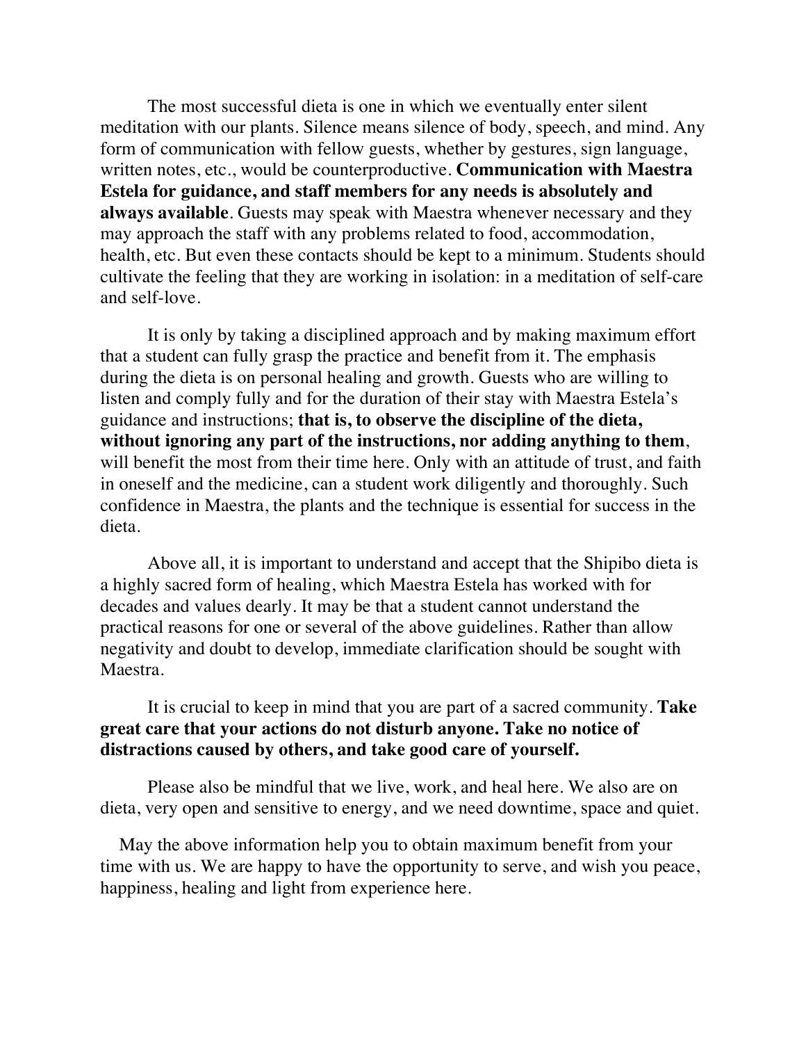The most successful dieta is one in which we eventually enter silent meditation with our plants. Silence means silence of body, speech, and mind. Any form of communication with fellow guests, whether by gestures, sign language, written notes, etc., would be counterproductive. **Communication with Maestra Estela for guidance, and staff members for any needs is absolutely and always available**. Guests may speak with Maestra whenever necessary and they may approach the staff with any problems related to food, accommodation, health, etc. But even these contacts should be kept to a minimum. Students should cultivate the feeling that they are working in isolation: in a meditation of self-care and self-love.

It is only by taking a disciplined approach and by making maximum effort that a student can fully grasp the practice and benefit from it. The emphasis during the dieta is on personal healing and growth. Guests who are willing to listen and comply fully and for the duration of their stay with Maestra Estela's guidance and instructions; **that is, to observe the discipline of the dieta, without ignoring any part of the instructions, nor adding anything to them**, will benefit the most from their time here. Only with an attitude of trust, and faith in oneself and the medicine, can a student work diligently and thoroughly. Such confidence in Maestra, the plants and the technique is essential for success in the dieta.

Above all, it is important to understand and accept that the Shipibo dieta is a highly sacred form of healing, which Maestra Estela has worked with for decades and values dearly. It may be that a student cannot understand the practical reasons for one or several of the above guidelines. Rather than allow negativity and doubt to develop, immediate clarification should be sought with Maestra.

It is crucial to keep in mind that you are part of a sacred community. **Take great care that your actions do not disturb anyone. Take no notice of distractions caused by others, and take good care of yourself.**

Please also be mindful that we live, work, and heal here. We also are on dieta, very open and sensitive to energy, and we need downtime, space and quiet.

May the above information help you to obtain maximum benefit from your time with us. We are happy to have the opportunity to serve, and wish you peace, happiness, healing and light from experience here.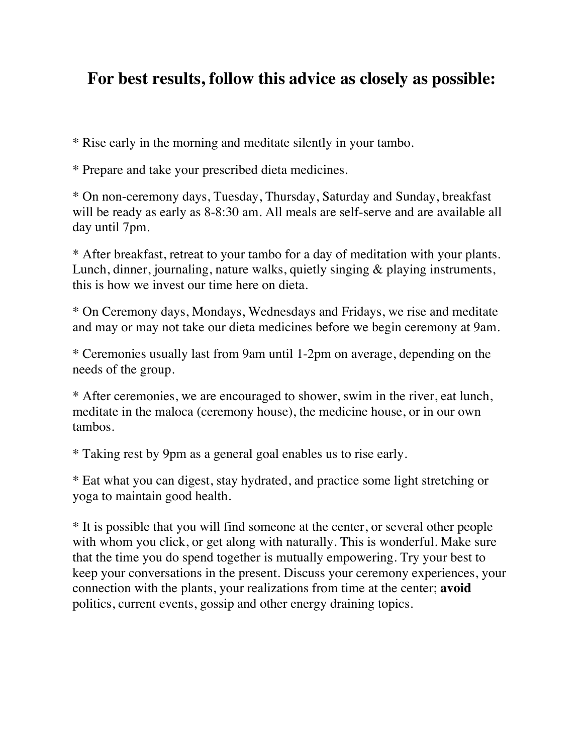## For best results, follow this advice as closely as possible:

* Rise early in the morning and meditate silently in your tambo.

* Prepare and take your prescribed dieta medicines.

* On non-ceremony days, Tuesday, Thursday, Saturday and Sunday, breakfast will be ready as early as 8-8:30 am. All meals are self-serve and are available all day until 7pm.

* After breakfast, retreat to your tambo for a day of meditation with your plants. Lunch, dinner, journaling, nature walks, quietly singing & playing instruments, this is how we invest our time here on dieta.

* On Ceremony days, Mondays, Wednesdays and Fridays, we rise and meditate and may or may not take our dieta medicines before we begin ceremony at 9am.

* Ceremonies usually last from 9am until 1-2pm on average, depending on the needs of the group.

* After ceremonies, we are encouraged to shower, swim in the river, eat lunch, meditate in the maloca (ceremony house), the medicine house, or in our own tambos.

* Taking rest by 9pm as a general goal enables us to rise early.

* Eat what you can digest, stay hydrated, and practice some light stretching or yoga to maintain good health.

* It is possible that you will find someone at the center, or several other people with whom you click, or get along with naturally. This is wonderful. Make sure that the time you do spend together is mutually empowering. Try your best to keep your conversations in the present. Discuss your ceremony experiences, your connection with the plants, your realizations from time at the center; **avoid** politics, current events, gossip and other energy draining topics.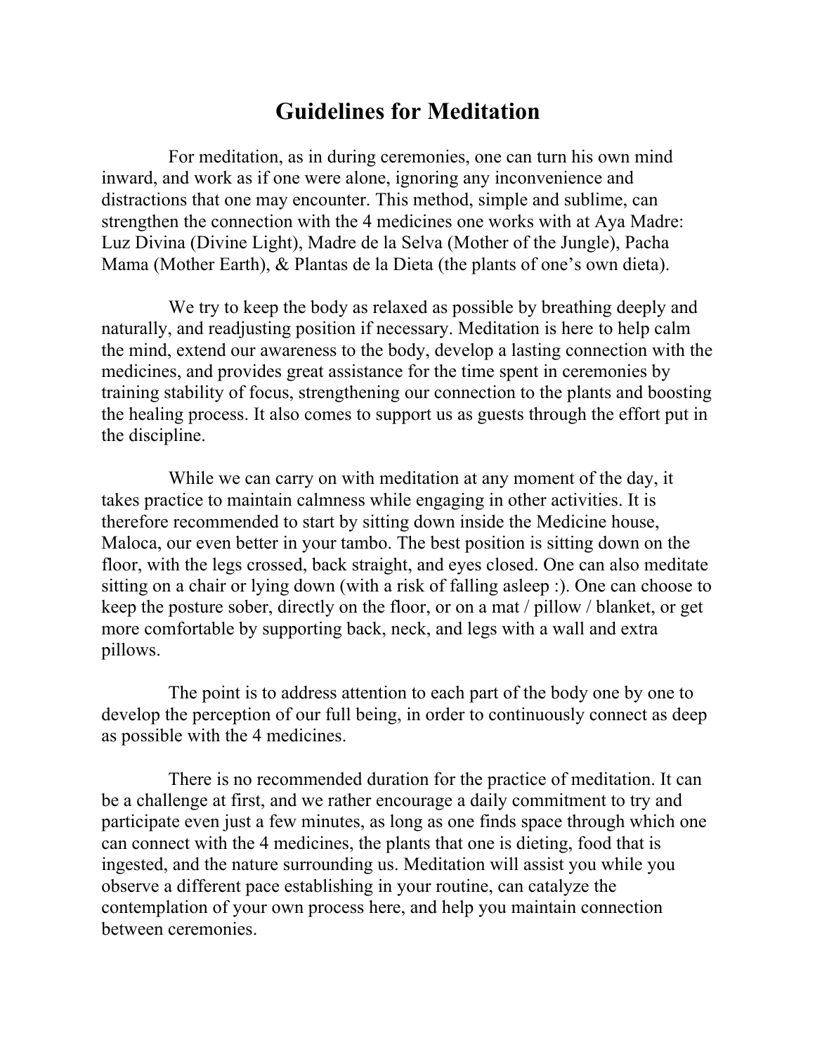# Guidelines for Meditation

For meditation, as in during ceremonies, one can turn his own mind inward, and work as if one were alone, ignoring any inconvenience and distractions that one may encounter. This method, simple and sublime, can strengthen the connection with the 4 medicines one works with at Aya Madre: Luz Divina (Divine Light), Madre de la Selva (Mother of the Jungle), Pacha Mama (Mother Earth), & Plantas de la Dieta (the plants of one's own dieta).

We try to keep the body as relaxed as possible by breathing deeply and naturally, and readjusting position if necessary. Meditation is here to help calm the mind, extend our awareness to the body, develop a lasting connection with the medicines, and provides great assistance for the time spent in ceremonies by training stability of focus, strengthening our connection to the plants and boosting the healing process. It also comes to support us as guests through the effort put in the discipline.

While we can carry on with meditation at any moment of the day, it takes practice to maintain calmness while engaging in other activities. It is therefore recommended to start by sitting down inside the Medicine house, Maloca, our even better in your tambo. The best position is sitting down on the floor, with the legs crossed, back straight, and eyes closed. One can also meditate sitting on a chair or lying down (with a risk of falling asleep :). One can choose to keep the posture sober, directly on the floor, or on a mat / pillow / blanket, or get more comfortable by supporting back, neck, and legs with a wall and extra pillows.

The point is to address attention to each part of the body one by one to develop the perception of our full being, in order to continuously connect as deep as possible with the 4 medicines.

There is no recommended duration for the practice of meditation. It can be a challenge at first, and we rather encourage a daily commitment to try and participate even just a few minutes, as long as one finds space through which one can connect with the 4 medicines, the plants that one is dieting, food that is ingested, and the nature surrounding us. Meditation will assist you while you observe a different pace establishing in your routine, can catalyze the contemplation of your own process here, and help you maintain connection between ceremonies.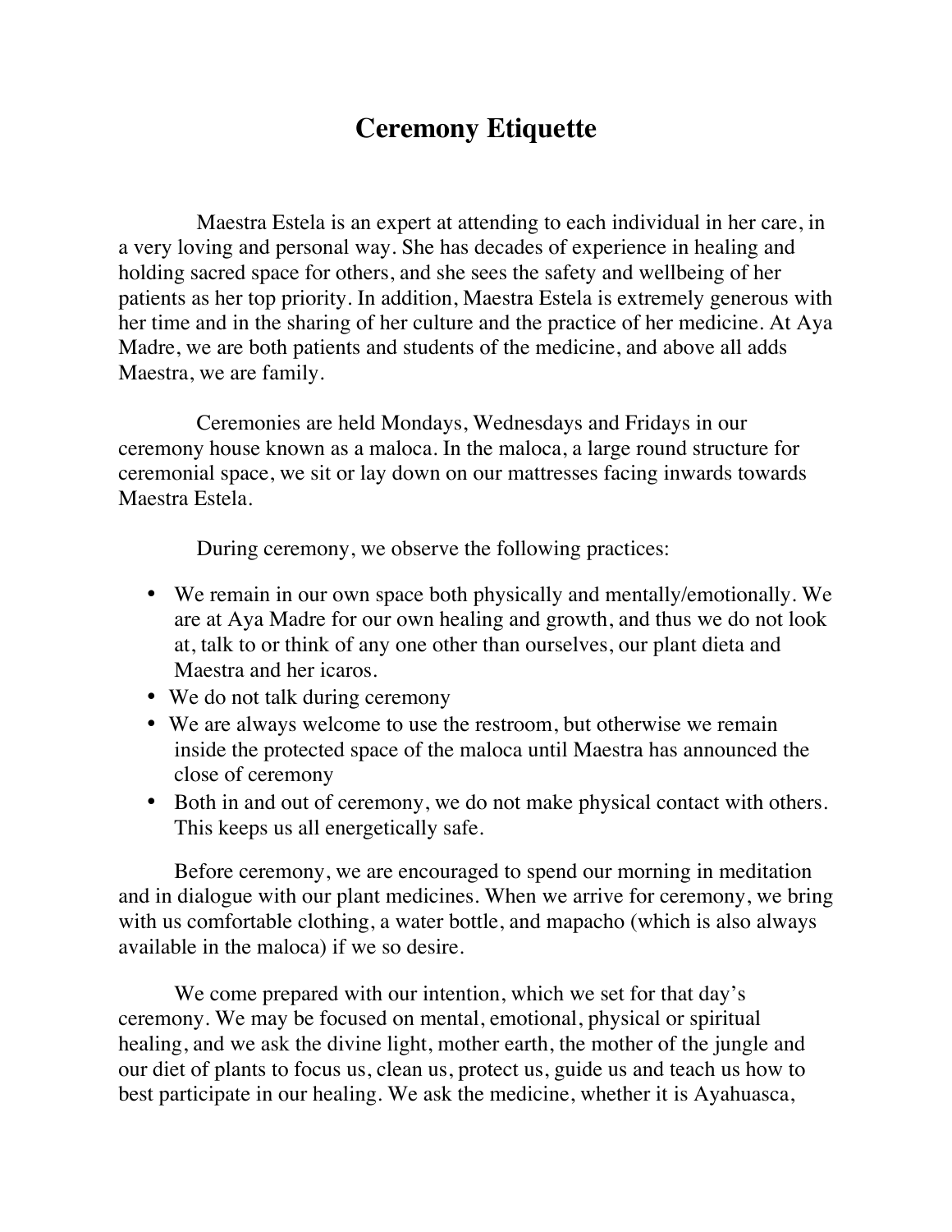# Ceremony Etiquette

Maestra Estela is an expert at attending to each individual in her care, in a very loving and personal way. She has decades of experience in healing and holding sacred space for others, and she sees the safety and wellbeing of her patients as her top priority. In addition, Maestra Estela is extremely generous with her time and in the sharing of her culture and the practice of her medicine. At Aya Madre, we are both patients and students of the medicine, and above all adds Maestra, we are family.

Ceremonies are held Mondays, Wednesdays and Fridays in our ceremony house known as a maloca. In the maloca, a large round structure for ceremonial space, we sit or lay down on our mattresses facing inwards towards Maestra Estela.

During ceremony, we observe the following practices:

- We remain in our own space both physically and mentally/emotionally. We are at Aya Madre for our own healing and growth, and thus we do not look at, talk to or think of any one other than ourselves, our plant dieta and Maestra and her icaros.
- We do not talk during ceremony
- We are always welcome to use the restroom, but otherwise we remain inside the protected space of the maloca until Maestra has announced the close of ceremony
- Both in and out of ceremony, we do not make physical contact with others. This keeps us all energetically safe.

Before ceremony, we are encouraged to spend our morning in meditation and in dialogue with our plant medicines. When we arrive for ceremony, we bring with us comfortable clothing, a water bottle, and mapacho (which is also always available in the maloca) if we so desire.

We come prepared with our intention, which we set for that day's ceremony. We may be focused on mental, emotional, physical or spiritual healing, and we ask the divine light, mother earth, the mother of the jungle and our diet of plants to focus us, clean us, protect us, guide us and teach us how to best participate in our healing. We ask the medicine, whether it is Ayahuasca,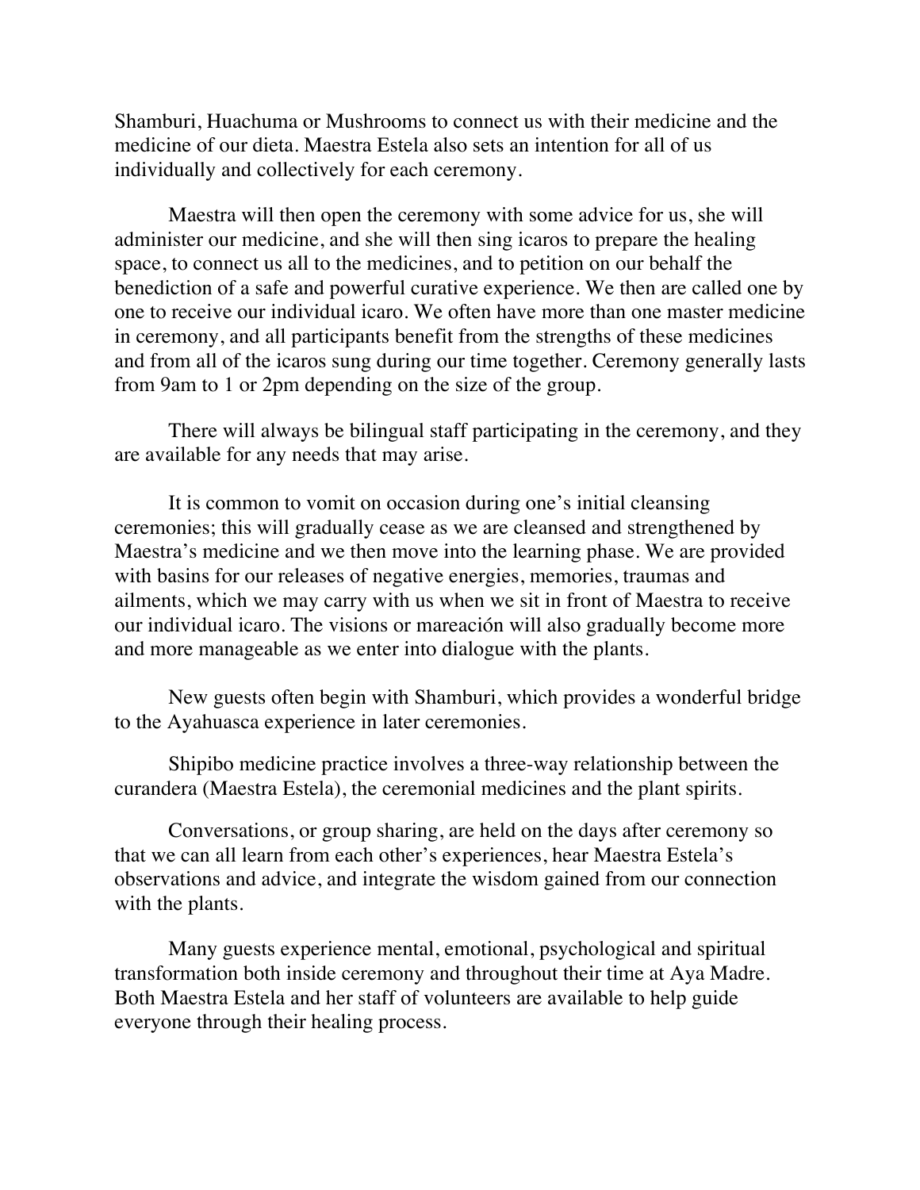Shamburi, Huachuma or Mushrooms to connect us with their medicine and the medicine of our dieta. Maestra Estela also sets an intention for all of us individually and collectively for each ceremony.

Maestra will then open the ceremony with some advice for us, she will administer our medicine, and she will then sing icaros to prepare the healing space, to connect us all to the medicines, and to petition on our behalf the benediction of a safe and powerful curative experience. We then are called one by one to receive our individual icaro. We often have more than one master medicine in ceremony, and all participants benefit from the strengths of these medicines and from all of the icaros sung during our time together. Ceremony generally lasts from 9am to 1 or 2pm depending on the size of the group.

There will always be bilingual staff participating in the ceremony, and they are available for any needs that may arise.

It is common to vomit on occasion during one's initial cleansing ceremonies; this will gradually cease as we are cleansed and strengthened by Maestra's medicine and we then move into the learning phase. We are provided with basins for our releases of negative energies, memories, traumas and ailments, which we may carry with us when we sit in front of Maestra to receive our individual icaro. The visions or mareación will also gradually become more and more manageable as we enter into dialogue with the plants.

New guests often begin with Shamburi, which provides a wonderful bridge to the Ayahuasca experience in later ceremonies.

Shipibo medicine practice involves a three-way relationship between the curandera (Maestra Estela), the ceremonial medicines and the plant spirits.

Conversations, or group sharing, are held on the days after ceremony so that we can all learn from each other's experiences, hear Maestra Estela's observations and advice, and integrate the wisdom gained from our connection with the plants.

Many guests experience mental, emotional, psychological and spiritual transformation both inside ceremony and throughout their time at Aya Madre. Both Maestra Estela and her staff of volunteers are available to help guide everyone through their healing process.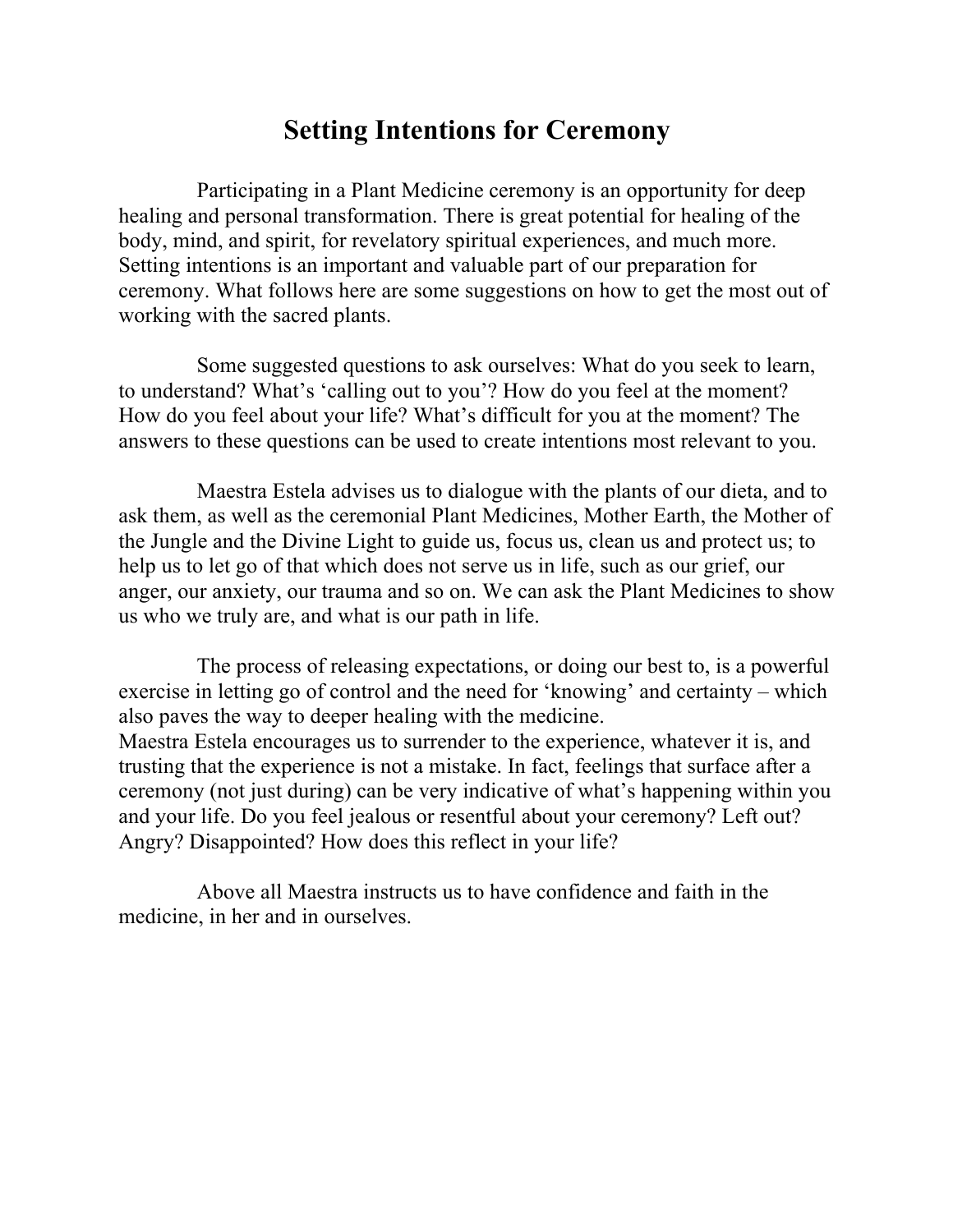# Setting Intentions for Ceremony

Participating in a Plant Medicine ceremony is an opportunity for deep healing and personal transformation. There is great potential for healing of the body, mind, and spirit, for revelatory spiritual experiences, and much more. Setting intentions is an important and valuable part of our preparation for ceremony. What follows here are some suggestions on how to get the most out of working with the sacred plants.

Some suggested questions to ask ourselves: What do you seek to learn, to understand? What's 'calling out to you'? How do you feel at the moment? How do you feel about your life? What's difficult for you at the moment? The answers to these questions can be used to create intentions most relevant to you.

Maestra Estela advises us to dialogue with the plants of our dieta, and to ask them, as well as the ceremonial Plant Medicines, Mother Earth, the Mother of the Jungle and the Divine Light to guide us, focus us, clean us and protect us; to help us to let go of that which does not serve us in life, such as our grief, our anger, our anxiety, our trauma and so on. We can ask the Plant Medicines to show us who we truly are, and what is our path in life.

The process of releasing expectations, or doing our best to, is a powerful exercise in letting go of control and the need for 'knowing' and certainty – which also paves the way to deeper healing with the medicine.
Maestra Estela encourages us to surrender to the experience, whatever it is, and trusting that the experience is not a mistake. In fact, feelings that surface after a ceremony (not just during) can be very indicative of what's happening within you and your life. Do you feel jealous or resentful about your ceremony? Left out? Angry? Disappointed? How does this reflect in your life?

Above all Maestra instructs us to have confidence and faith in the medicine, in her and in ourselves.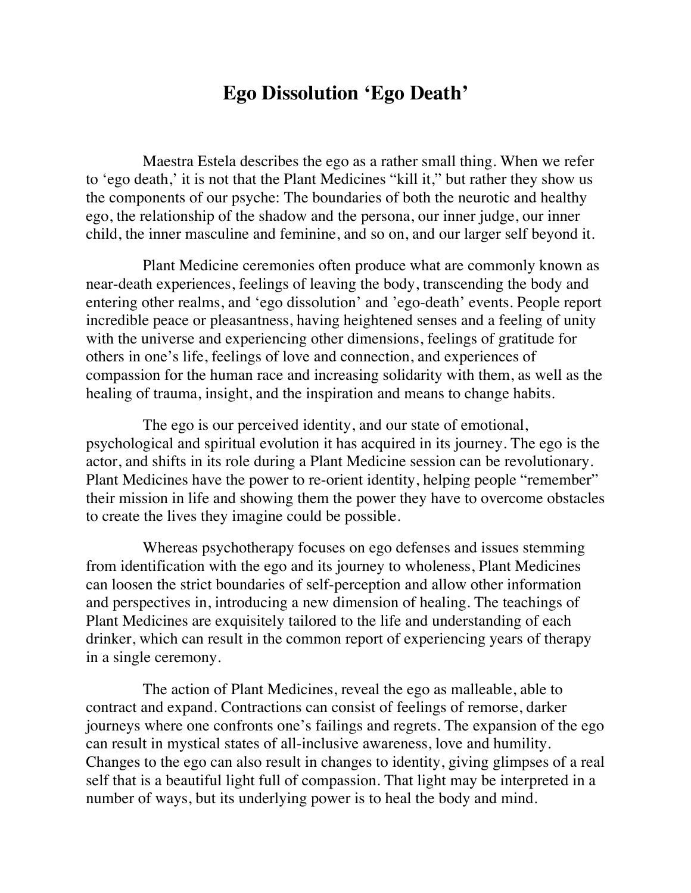# Ego Dissolution 'Ego Death'

Maestra Estela describes the ego as a rather small thing. When we refer to 'ego death,' it is not that the Plant Medicines "kill it," but rather they show us the components of our psyche: The boundaries of both the neurotic and healthy ego, the relationship of the shadow and the persona, our inner judge, our inner child, the inner masculine and feminine, and so on, and our larger self beyond it.

Plant Medicine ceremonies often produce what are commonly known as near-death experiences, feelings of leaving the body, transcending the body and entering other realms, and 'ego dissolution' and 'ego-death' events. People report incredible peace or pleasantness, having heightened senses and a feeling of unity with the universe and experiencing other dimensions, feelings of gratitude for others in one's life, feelings of love and connection, and experiences of compassion for the human race and increasing solidarity with them, as well as the healing of trauma, insight, and the inspiration and means to change habits.

The ego is our perceived identity, and our state of emotional, psychological and spiritual evolution it has acquired in its journey. The ego is the actor, and shifts in its role during a Plant Medicine session can be revolutionary. Plant Medicines have the power to re-orient identity, helping people "remember" their mission in life and showing them the power they have to overcome obstacles to create the lives they imagine could be possible.

Whereas psychotherapy focuses on ego defenses and issues stemming from identification with the ego and its journey to wholeness, Plant Medicines can loosen the strict boundaries of self-perception and allow other information and perspectives in, introducing a new dimension of healing. The teachings of Plant Medicines are exquisitely tailored to the life and understanding of each drinker, which can result in the common report of experiencing years of therapy in a single ceremony.

The action of Plant Medicines, reveal the ego as malleable, able to contract and expand. Contractions can consist of feelings of remorse, darker journeys where one confronts one's failings and regrets. The expansion of the ego can result in mystical states of all-inclusive awareness, love and humility. Changes to the ego can also result in changes to identity, giving glimpses of a real self that is a beautiful light full of compassion. That light may be interpreted in a number of ways, but its underlying power is to heal the body and mind.